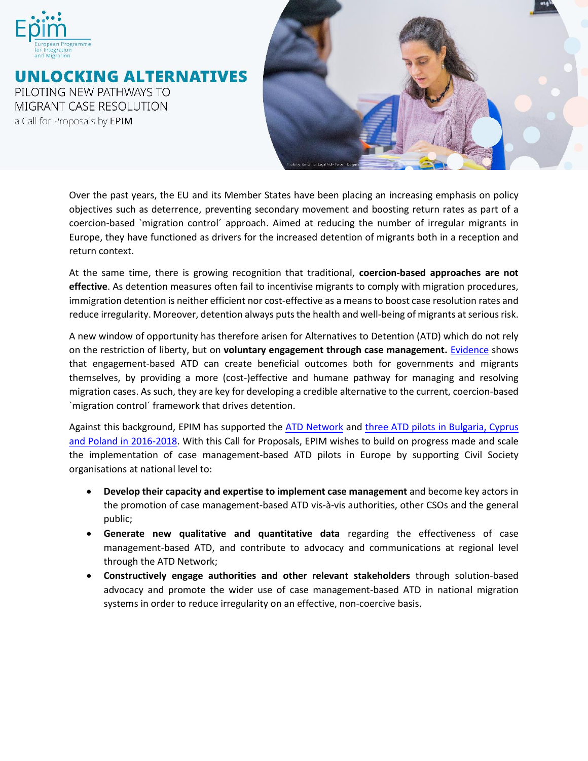# UNLOCKING ALTERNATIVES

PILOTING NEW PATHWAYS TO MIGRANT CASE RESOLUTION

a Call for Proposals by EPIM

Over the past years, the EU and its Member States have been placing an increasing emphasis on policy objectives such as deterrence, preventing secondary movement and boosting return rates as part of a coercion-based `migration control´ approach. Aimed at reducing the number of irregular migrants in Europe, they have functioned as drivers for the increased detention of migrants both in a reception and return context.

At the same time, there is growing recognition that traditional, **coercion-based approaches are not effective**. As detention measures often fail to incentivise migrants to comply with migration procedures, immigration detention is neither efficient nor cost-effective as a means to boost case resolution rates and reduce irregularity. Moreover, detention always puts the health and well-being of migrants at serious risk.

A new window of opportunity has therefore arisen for Alternatives to Detention (ATD) which do not rely on the restriction of liberty, but on **voluntary engagement through case management.** Evidence shows that engagement-based ATD can create beneficial outcomes both for governments and migrants themselves, by providing a more (cost-)effective and humane pathway for managing and resolving migration cases. As such, they are key for developing a credible alternative to the current, coercion-based `migration control´ framework that drives detention.

Against this background, EPIM has supported the ATD Network and three ATD pilots in Bulgaria, Cyprus and Poland in 2016-2018. With this Call for Proposals, EPIM wishes to build on progress made and scale the implementation of case management-based ATD pilots in Europe by supporting Civil Society organisations at national level to:

- **Develop their capacity and expertise to implement case management** and become key actors in the promotion of case management-based ATD vis-à-vis authorities, other CSOs and the general public;
- **Generate new qualitative and quantitative data** regarding the effectiveness of case management-based ATD, and contribute to advocacy and communications at regional level through the ATD Network;
- **Constructively engage authorities and other relevant stakeholders** through solution-based advocacy and promote the wider use of case management-based ATD in national migration systems in order to reduce irregularity on an effective, non-coercive basis.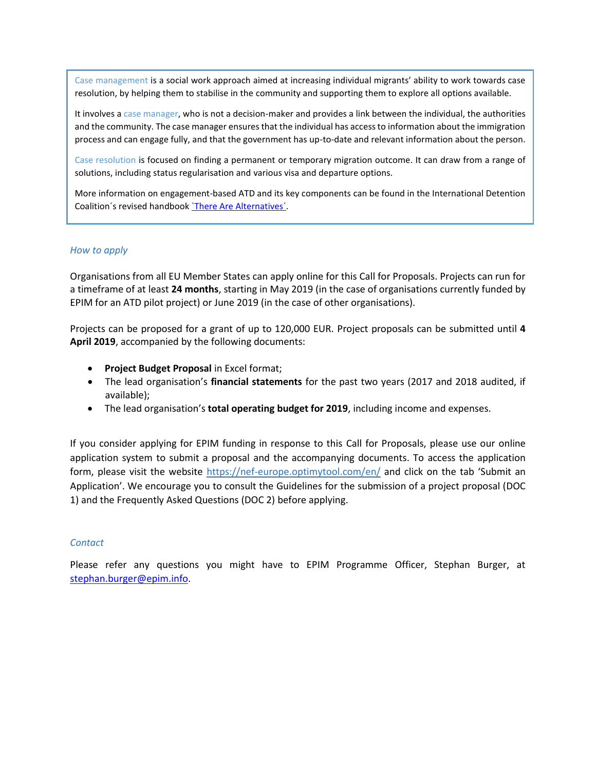Case management is a social work approach aimed at increasing individual migrants' ability to work towards case resolution, by helping them to stabilise in the community and supporting them to explore all options available.

It involves a case manager, who is not a decision-maker and provides a link between the individual, the authorities and the community. The case manager ensures that the individual has access to information about the immigration process and can engage fully, and that the government has up-to-date and relevant information about the person.

Case resolution is focused on finding a permanent or temporary migration outcome. It can draw from a range of solutions, including status regularisation and various visa and departure options.

More information on engagement-based ATD and its key components can be found in the International Detention Coalition´s revised handbook [`There Are Alternatives´](There Are Alternatives).

### *How to apply*

Organisations from all EU Member States can apply online for this Call for Proposals. Projects can run for a timeframe of at least **24 months**, starting in May 2019 (in the case of organisations currently funded by EPIM for an ATD pilot project) or June 2019 (in the case of other organisations).

Projects can be proposed for a grant of up to 120,000 EUR. Project proposals can be submitted until **4 April 2019**, accompanied by the following documents:

- **Project Budget Proposal** in Excel format;
- The lead organisation's **financial statements** for the past two years (2017 and 2018 audited, if available);
- The lead organisation's **total operating budget for 2019**, including income and expenses.

If you consider applying for EPIM funding in response to this Call for Proposals, please use our online application system to submit a proposal and the accompanying documents. To access the application form, please visit the website [https://nef-europe.optimytool.com/en/](https://nef-europe.optimytool.com/en/) and click on the tab 'Submit an Application'. We encourage you to consult the Guidelines for the submission of a project proposal (DOC 1) and the Frequently Asked Questions (DOC 2) before applying.

### *Contact*

Please refer any questions you might have to EPIM Programme Officer, Stephan Burger, at [stephan.burger@epim.info](mailto:stephan.burger@epim.info).